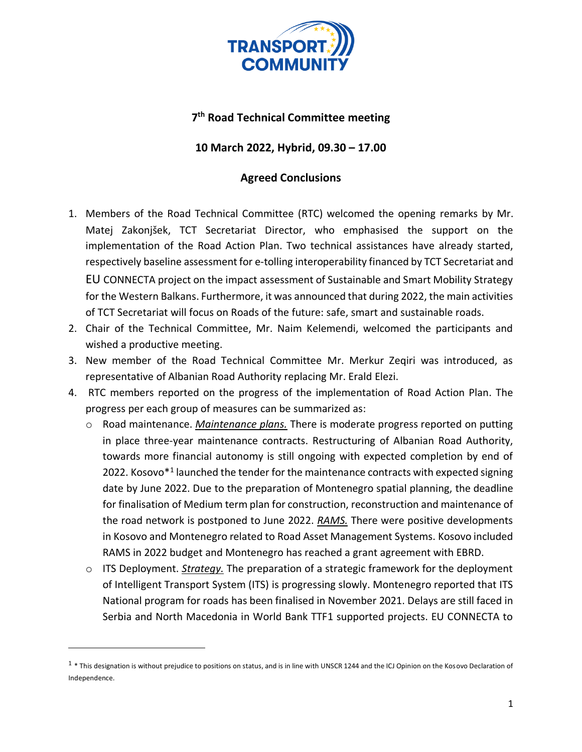# 7th Road Technical Committee meeting

## 10 March 2022, Hybrid, 09.30 – 17.00

## Agreed Conclusions

1. Members of the Road Technical Committee (RTC) welcomed the opening remarks by Mr. Matej Zakonjšek, TCT Secretariat Director, who emphasised the support on the implementation of the Road Action Plan. Two technical assistances have already started, respectively baseline assessment for e-tolling interoperability financed by TCT Secretariat and EU CONNECTA project on the impact assessment of Sustainable and Smart Mobility Strategy for the Western Balkans. Furthermore, it was announced that during 2022, the main activities of TCT Secretariat will focus on Roads of the future: safe, smart and sustainable roads.
2. Chair of the Technical Committee, Mr. Naim Kelemendi, welcomed the participants and wished a productive meeting.
3. New member of the Road Technical Committee Mr. Merkur Zeqiri was introduced, as representative of Albanian Road Authority replacing Mr. Erald Elezi.
4. RTC members reported on the progress of the implementation of Road Action Plan. The progress per each group of measures can be summarized as:
   - Road maintenance. ***Maintenance plans.*** There is moderate progress reported on putting in place three-year maintenance contracts. Restructuring of Albanian Road Authority, towards more financial autonomy is still ongoing with expected completion by end of 2022. Kosovo*[1] launched the tender for the maintenance contracts with expected signing date by June 2022. Due to the preparation of Montenegro spatial planning, the deadline for finalisation of Medium term plan for construction, reconstruction and maintenance of the road network is postponed to June 2022. ***RAMS.*** There were positive developments in Kosovo and Montenegro related to Road Asset Management Systems. Kosovo included RAMS in 2022 budget and Montenegro has reached a grant agreement with EBRD.
   - ITS Deployment. ***Strategy.*** The preparation of a strategic framework for the deployment of Intelligent Transport System (ITS) is progressing slowly. Montenegro reported that ITS National program for roads has been finalised in November 2021. Delays are still faced in Serbia and North Macedonia in World Bank TTF1 supported projects. EU CONNECTA to

[1] * This designation is without prejudice to positions on status, and is in line with UNSCR 1244 and the ICJ Opinion on the Kosovo Declaration of Independence.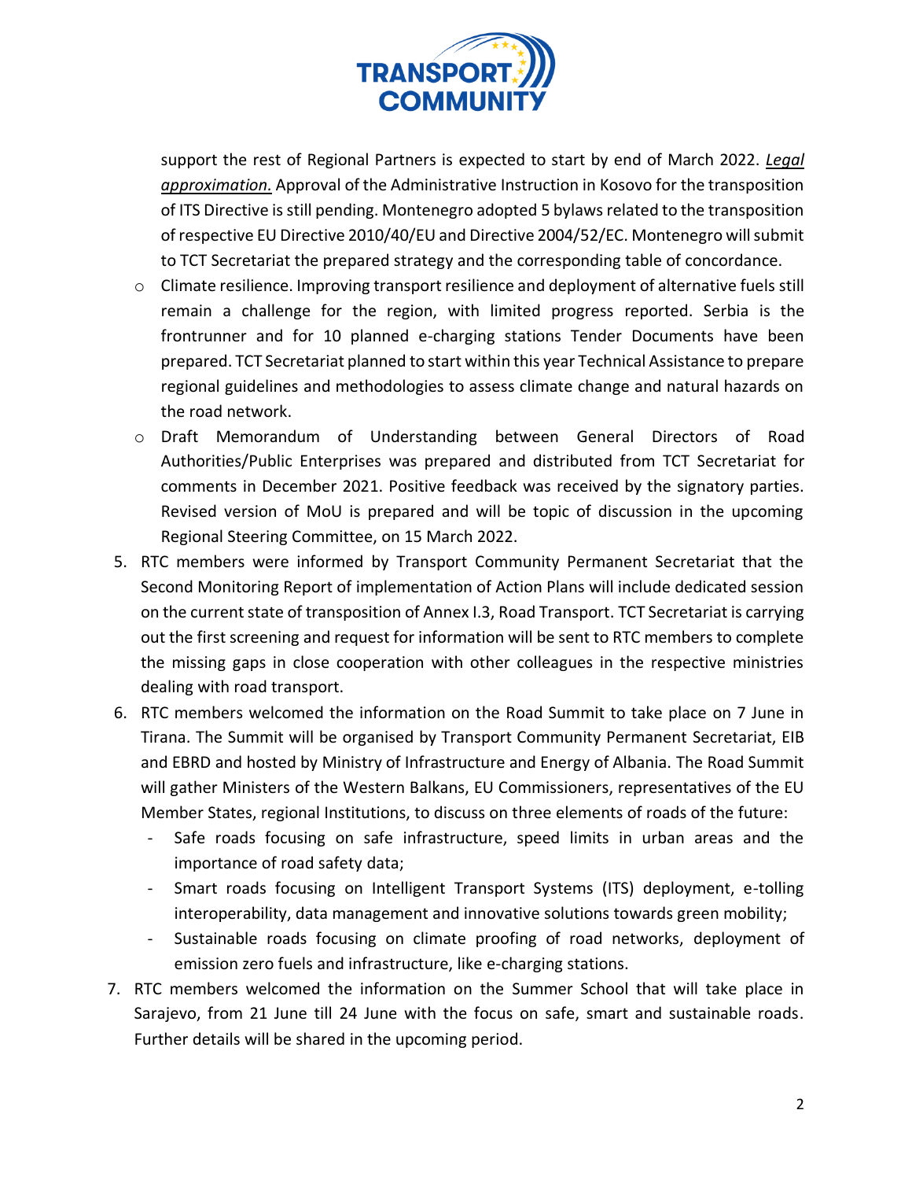support the rest of Regional Partners is expected to start by end of March 2022. ***Legal approximation.*** Approval of the Administrative Instruction in Kosovo for the transposition of ITS Directive is still pending. Montenegro adopted 5 bylaws related to the transposition of respective EU Directive 2010/40/EU and Directive 2004/52/EC. Montenegro will submit to TCT Secretariat the prepared strategy and the corresponding table of concordance.

- Climate resilience. Improving transport resilience and deployment of alternative fuels still remain a challenge for the region, with limited progress reported. Serbia is the frontrunner and for 10 planned e-charging stations Tender Documents have been prepared. TCT Secretariat planned to start within this year Technical Assistance to prepare regional guidelines and methodologies to assess climate change and natural hazards on the road network.
- Draft Memorandum of Understanding between General Directors of Road Authorities/Public Enterprises was prepared and distributed from TCT Secretariat for comments in December 2021. Positive feedback was received by the signatory parties. Revised version of MoU is prepared and will be topic of discussion in the upcoming Regional Steering Committee, on 15 March 2022.

5. RTC members were informed by Transport Community Permanent Secretariat that the Second Monitoring Report of implementation of Action Plans will include dedicated session on the current state of transposition of Annex I.3, Road Transport. TCT Secretariat is carrying out the first screening and request for information will be sent to RTC members to complete the missing gaps in close cooperation with other colleagues in the respective ministries dealing with road transport.
6. RTC members welcomed the information on the Road Summit to take place on 7 June in Tirana. The Summit will be organised by Transport Community Permanent Secretariat, EIB and EBRD and hosted by Ministry of Infrastructure and Energy of Albania. The Road Summit will gather Ministers of the Western Balkans, EU Commissioners, representatives of the EU Member States, regional Institutions, to discuss on three elements of roads of the future:
   - Safe roads focusing on safe infrastructure, speed limits in urban areas and the importance of road safety data;
   - Smart roads focusing on Intelligent Transport Systems (ITS) deployment, e-tolling interoperability, data management and innovative solutions towards green mobility;
   - Sustainable roads focusing on climate proofing of road networks, deployment of emission zero fuels and infrastructure, like e-charging stations.
7. RTC members welcomed the information on the Summer School that will take place in Sarajevo, from 21 June till 24 June with the focus on safe, smart and sustainable roads. Further details will be shared in the upcoming period.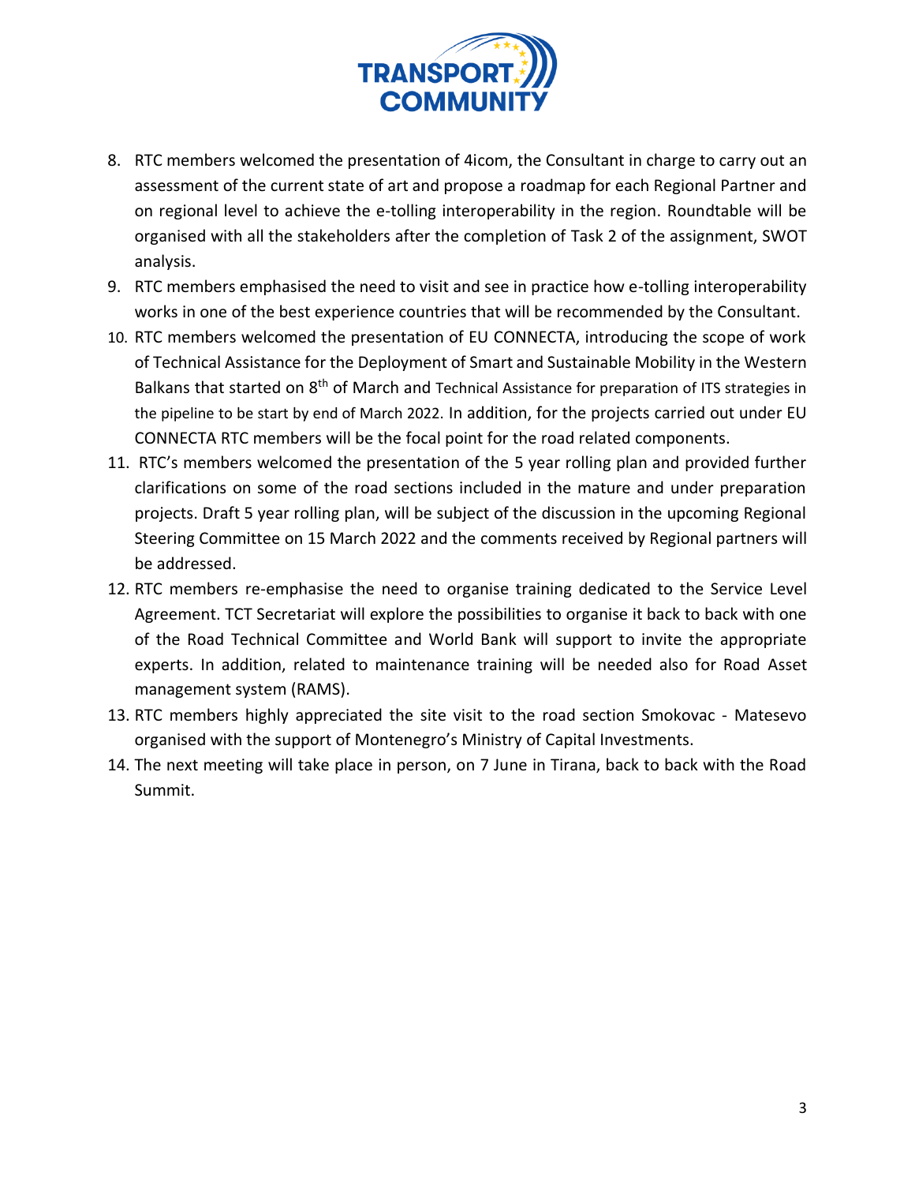8. RTC members welcomed the presentation of 4icom, the Consultant in charge to carry out an assessment of the current state of art and propose a roadmap for each Regional Partner and on regional level to achieve the e-tolling interoperability in the region. Roundtable will be organised with all the stakeholders after the completion of Task 2 of the assignment, SWOT analysis.
9. RTC members emphasised the need to visit and see in practice how e-tolling interoperability works in one of the best experience countries that will be recommended by the Consultant.
10. RTC members welcomed the presentation of EU CONNECTA, introducing the scope of work of Technical Assistance for the Deployment of Smart and Sustainable Mobility in the Western Balkans that started on 8th of March and Technical Assistance for preparation of ITS strategies in the pipeline to be start by end of March 2022. In addition, for the projects carried out under EU CONNECTA RTC members will be the focal point for the road related components.
11. RTC's members welcomed the presentation of the 5 year rolling plan and provided further clarifications on some of the road sections included in the mature and under preparation projects. Draft 5 year rolling plan, will be subject of the discussion in the upcoming Regional Steering Committee on 15 March 2022 and the comments received by Regional partners will be addressed.
12. RTC members re-emphasise the need to organise training dedicated to the Service Level Agreement. TCT Secretariat will explore the possibilities to organise it back to back with one of the Road Technical Committee and World Bank will support to invite the appropriate experts. In addition, related to maintenance training will be needed also for Road Asset management system (RAMS).
13. RTC members highly appreciated the site visit to the road section Smokovac - Matesevo organised with the support of Montenegro's Ministry of Capital Investments.
14. The next meeting will take place in person, on 7 June in Tirana, back to back with the Road Summit.